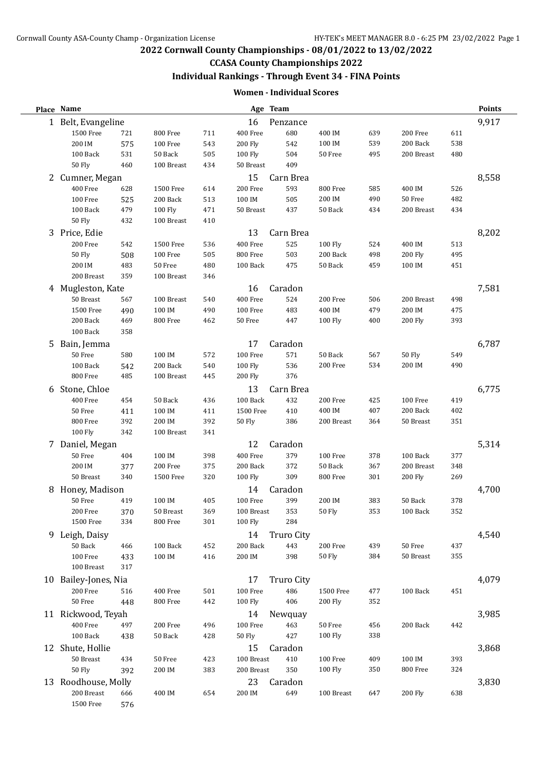## 2022 Cornwall County Championships - 08/01/2022 to 13/02/2022

### CCASA County Championships 2022

### Individual Rankings - Through Event 34 - FINA Points

#### Women - Individual Scores

| Place | Name | | | | Age | Team | | | | | Points |
|---|---|---|---|---|---|---|---|---|---|---|---|
| 1 | Belt, Evangeline | | | | 16 | Penzance | | | | | 9,917 |
| | 1500 Free | 721 | 800 Free | 711 | 400 Free | 680 | 400 IM | 639 | 200 Free | 611 | |
| | 200 IM | 575 | 100 Free | 543 | 200 Fly | 542 | 100 IM | 539 | 200 Back | 538 | |
| | 100 Back | 531 | 50 Back | 505 | 100 Fly | 504 | 50 Free | 495 | 200 Breast | 480 | |
| | 50 Fly | 460 | 100 Breast | 434 | 50 Breast | 409 | | | | | |
| 2 | Cumner, Megan | | | | 15 | Carn Brea | | | | | 8,558 |
| | 400 Free | 628 | 1500 Free | 614 | 200 Free | 593 | 800 Free | 585 | 400 IM | 526 | |
| | 100 Free | 525 | 200 Back | 513 | 100 IM | 505 | 200 IM | 490 | 50 Free | 482 | |
| | 100 Back | 479 | 100 Fly | 471 | 50 Breast | 437 | 50 Back | 434 | 200 Breast | 434 | |
| | 50 Fly | 432 | 100 Breast | 410 | | | | | | | |
| 3 | Price, Edie | | | | 13 | Carn Brea | | | | | 8,202 |
| | 200 Free | 542 | 1500 Free | 536 | 400 Free | 525 | 100 Fly | 524 | 400 IM | 513 | |
| | 50 Fly | 508 | 100 Free | 505 | 800 Free | 503 | 200 Back | 498 | 200 Fly | 495 | |
| | 200 IM | 483 | 50 Free | 480 | 100 Back | 475 | 50 Back | 459 | 100 IM | 451 | |
| | 200 Breast | 359 | 100 Breast | 346 | | | | | | | |
| 4 | Mugleston, Kate | | | | 16 | Caradon | | | | | 7,581 |
| | 50 Breast | 567 | 100 Breast | 540 | 400 Free | 524 | 200 Free | 506 | 200 Breast | 498 | |
| | 1500 Free | 490 | 100 IM | 490 | 100 Free | 483 | 400 IM | 479 | 200 IM | 475 | |
| | 200 Back | 469 | 800 Free | 462 | 50 Free | 447 | 100 Fly | 400 | 200 Fly | 393 | |
| | 100 Back | 358 | | | | | | | | | |
| 5 | Bain, Jemma | | | | 17 | Caradon | | | | | 6,787 |
| | 50 Free | 580 | 100 IM | 572 | 100 Free | 571 | 50 Back | 567 | 50 Fly | 549 | |
| | 100 Back | 542 | 200 Back | 540 | 100 Fly | 536 | 200 Free | 534 | 200 IM | 490 | |
| | 800 Free | 485 | 100 Breast | 445 | 200 Fly | 376 | | | | | |
| 6 | Stone, Chloe | | | | 13 | Carn Brea | | | | | 6,775 |
| | 400 Free | 454 | 50 Back | 436 | 100 Back | 432 | 200 Free | 425 | 100 Free | 419 | |
| | 50 Free | 411 | 100 IM | 411 | 1500 Free | 410 | 400 IM | 407 | 200 Back | 402 | |
| | 800 Free | 392 | 200 IM | 392 | 50 Fly | 386 | 200 Breast | 364 | 50 Breast | 351 | |
| | 100 Fly | 342 | 100 Breast | 341 | | | | | | | |
| 7 | Daniel, Megan | | | | 12 | Caradon | | | | | 5,314 |
| | 50 Free | 404 | 100 IM | 398 | 400 Free | 379 | 100 Free | 378 | 100 Back | 377 | |
| | 200 IM | 377 | 200 Free | 375 | 200 Back | 372 | 50 Back | 367 | 200 Breast | 348 | |
| | 50 Breast | 340 | 1500 Free | 320 | 100 Fly | 309 | 800 Free | 301 | 200 Fly | 269 | |
| 8 | Honey, Madison | | | | 14 | Caradon | | | | | 4,700 |
| | 50 Free | 419 | 100 IM | 405 | 100 Free | 399 | 200 IM | 383 | 50 Back | 378 | |
| | 200 Free | 370 | 50 Breast | 369 | 100 Breast | 353 | 50 Fly | 353 | 100 Back | 352 | |
| | 1500 Free | 334 | 800 Free | 301 | 100 Fly | 284 | | | | | |
| 9 | Leigh, Daisy | | | | 14 | Truro City | | | | | 4,540 |
| | 50 Back | 466 | 100 Back | 452 | 200 Back | 443 | 200 Free | 439 | 50 Free | 437 | |
| | 100 Free | 433 | 100 IM | 416 | 200 IM | 398 | 50 Fly | 384 | 50 Breast | 355 | |
| | 100 Breast | 317 | | | | | | | | | |
| 10 | Bailey-Jones, Nia | | | | 17 | Truro City | | | | | 4,079 |
| | 200 Free | 516 | 400 Free | 501 | 100 Free | 486 | 1500 Free | 477 | 100 Back | 451 | |
| | 50 Free | 448 | 800 Free | 442 | 100 Fly | 406 | 200 Fly | 352 | | | |
| 11 | Rickwood, Teyah | | | | 14 | Newquay | | | | | 3,985 |
| | 400 Free | 497 | 200 Free | 496 | 100 Free | 463 | 50 Free | 456 | 200 Back | 442 | |
| | 100 Back | 438 | 50 Back | 428 | 50 Fly | 427 | 100 Fly | 338 | | | |
| 12 | Shute, Hollie | | | | 15 | Caradon | | | | | 3,868 |
| | 50 Breast | 434 | 50 Free | 423 | 100 Breast | 410 | 100 Free | 409 | 100 IM | 393 | |
| | 50 Fly | 392 | 200 IM | 383 | 200 Breast | 350 | 100 Fly | 350 | 800 Free | 324 | |
| 13 | Roodhouse, Molly | | | | 23 | Caradon | | | | | 3,830 |
| | 200 Breast | 666 | 400 IM | 654 | 200 IM | 649 | 100 Breast | 647 | 200 Fly | 638 | |
| | 1500 Free | 576 | | | | | | | | | |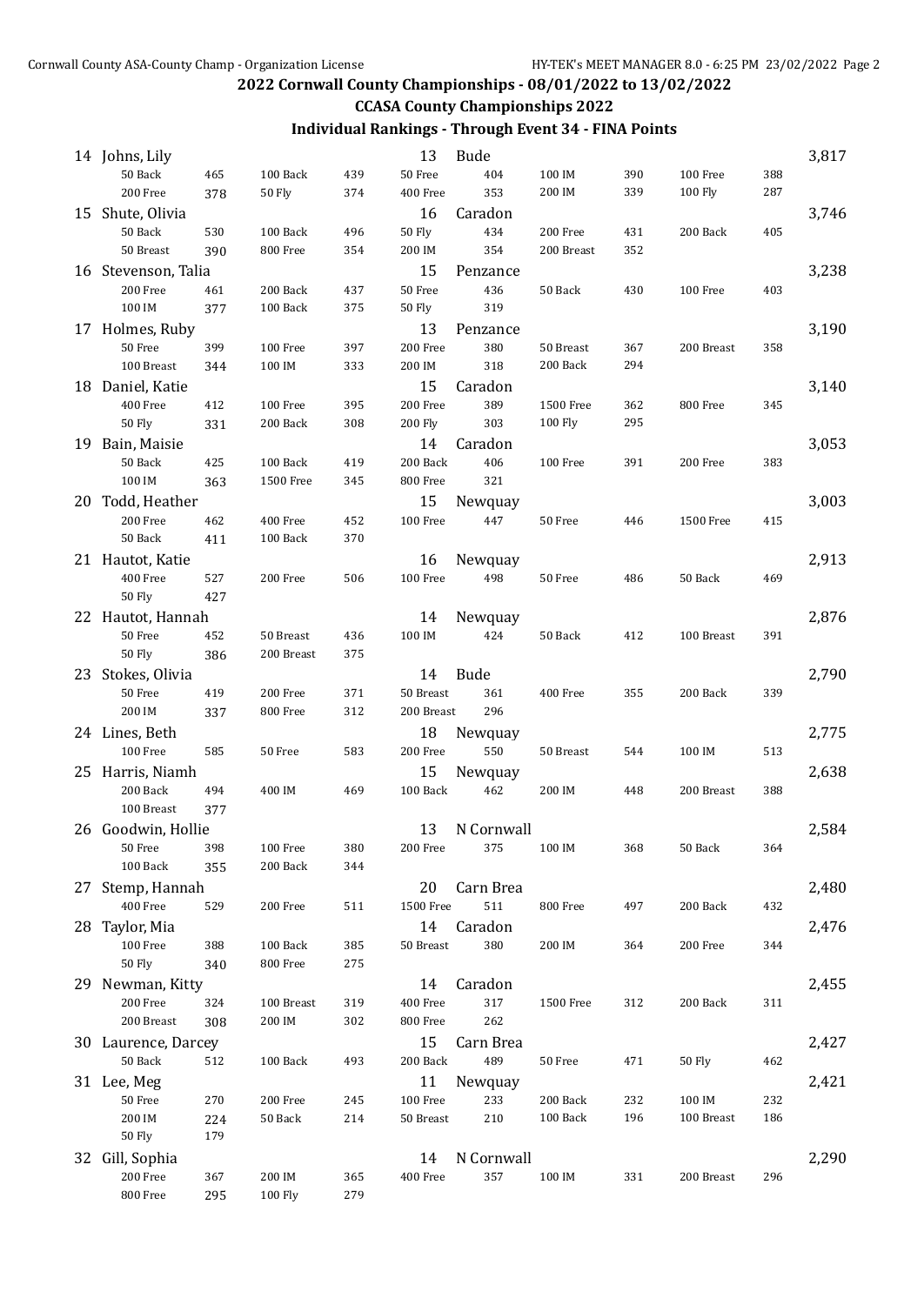## 2022 Cornwall County Championships - 08/01/2022 to 13/02/2022

### CCASA County Championships 2022

### Individual Rankings - Through Event 34 - FINA Points

14 Johns, Lily — 13 Bude — 3,817
50 Back 465 | 100 Back 439 | 50 Free 404 | 100 IM 390 | 100 Free 388
200 Free 378 | 50 Fly 374 | 400 Free 353 | 200 IM 339 | 100 Fly 287

15 Shute, Olivia — 16 Caradon — 3,746
50 Back 530 | 100 Back 496 | 50 Fly 434 | 200 Free 431 | 200 Back 405
50 Breast 390 | 800 Free 354 | 200 IM 354 | 200 Breast 352

16 Stevenson, Talia — 15 Penzance — 3,238
200 Free 461 | 200 Back 437 | 50 Free 436 | 50 Back 430 | 100 Free 403
100 IM 377 | 100 Back 375 | 50 Fly 319

17 Holmes, Ruby — 13 Penzance — 3,190
50 Free 399 | 100 Free 397 | 200 Free 380 | 50 Breast 367 | 200 Breast 358
100 Breast 344 | 100 IM 333 | 200 IM 318 | 200 Back 294

18 Daniel, Katie — 15 Caradon — 3,140
400 Free 412 | 100 Free 395 | 200 Free 389 | 1500 Free 362 | 800 Free 345
50 Fly 331 | 200 Back 308 | 200 Fly 303 | 100 Fly 295

19 Bain, Maisie — 14 Caradon — 3,053
50 Back 425 | 100 Back 419 | 200 Back 406 | 100 Free 391 | 200 Free 383
100 IM 363 | 1500 Free 345 | 800 Free 321

20 Todd, Heather — 15 Newquay — 3,003
200 Free 462 | 400 Free 452 | 100 Free 447 | 50 Free 446 | 1500 Free 415
50 Back 411 | 100 Back 370

21 Hautot, Katie — 16 Newquay — 2,913
400 Free 527 | 200 Free 506 | 100 Free 498 | 50 Free 486 | 50 Back 469
50 Fly 427

22 Hautot, Hannah — 14 Newquay — 2,876
50 Free 452 | 50 Breast 436 | 100 IM 424 | 50 Back 412 | 100 Breast 391
50 Fly 386 | 200 Breast 375

23 Stokes, Olivia — 14 Bude — 2,790
50 Free 419 | 200 Free 371 | 50 Breast 361 | 400 Free 355 | 200 Back 339
200 IM 337 | 800 Free 312 | 200 Breast 296

24 Lines, Beth — 18 Newquay — 2,775
100 Free 585 | 50 Free 583 | 200 Free 550 | 50 Breast 544 | 100 IM 513

25 Harris, Niamh — 15 Newquay — 2,638
200 Back 494 | 400 IM 469 | 100 Back 462 | 200 IM 448 | 200 Breast 388
100 Breast 377

26 Goodwin, Hollie — 13 N Cornwall — 2,584
50 Free 398 | 100 Free 380 | 200 Free 375 | 100 IM 368 | 50 Back 364
100 Back 355 | 200 Back 344

27 Stemp, Hannah — 20 Carn Brea — 2,480
400 Free 529 | 200 Free 511 | 1500 Free 511 | 800 Free 497 | 200 Back 432

28 Taylor, Mia — 14 Caradon — 2,476
100 Free 388 | 100 Back 385 | 50 Breast 380 | 200 IM 364 | 200 Free 344
50 Fly 340 | 800 Free 275

29 Newman, Kitty — 14 Caradon — 2,455
200 Free 324 | 100 Breast 319 | 400 Free 317 | 1500 Free 312 | 200 Back 311
200 Breast 308 | 200 IM 302 | 800 Free 262

30 Laurence, Darcey — 15 Carn Brea — 2,427
50 Back 512 | 100 Back 493 | 200 Back 489 | 50 Free 471 | 50 Fly 462

31 Lee, Meg — 11 Newquay — 2,421
50 Free 270 | 200 Free 245 | 100 Free 233 | 200 Back 232 | 100 IM 232
200 IM 224 | 50 Back 214 | 50 Breast 210 | 100 Back 196 | 100 Breast 186
50 Fly 179

32 Gill, Sophia — 14 N Cornwall — 2,290
200 Free 367 | 200 IM 365 | 400 Free 357 | 100 IM 331 | 200 Breast 296
800 Free 295 | 100 Fly 279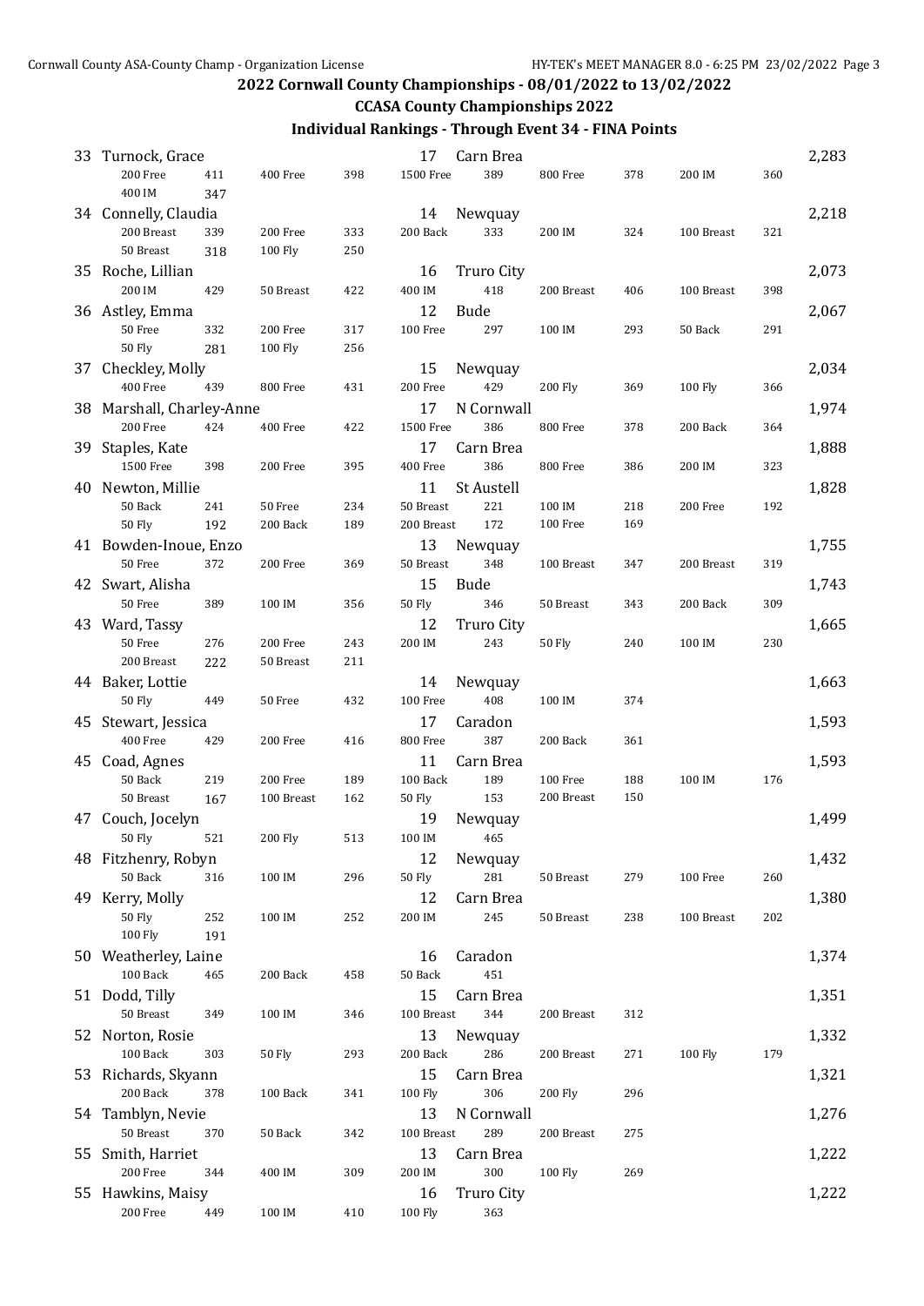## 2022 Cornwall County Championships - 08/01/2022 to 13/02/2022

### CCASA County Championships 2022

### Individual Rankings - Through Event 34 - FINA Points

| | | | | | | | | | | | | |
|---|---|---|---|---|---|---|---|---|---|---|---|---|
| 33 | Turnock, Grace | | | | 17 | Carn Brea | | | | | | 2,283 |
| | 200 Free | 411 | 400 Free | 398 | 1500 Free | 389 | 800 Free | 378 | 200 IM | 360 | | |
| | 400 IM | 347 | | | | | | | | | | |
| 34 | Connelly, Claudia | | | | 14 | Newquay | | | | | | 2,218 |
| | 200 Breast | 339 | 200 Free | 333 | 200 Back | 333 | 200 IM | 324 | 100 Breast | 321 | | |
| | 50 Breast | 318 | 100 Fly | 250 | | | | | | | | |
| 35 | Roche, Lillian | | | | 16 | Truro City | | | | | | 2,073 |
| | 200 IM | 429 | 50 Breast | 422 | 400 IM | 418 | 200 Breast | 406 | 100 Breast | 398 | | |
| 36 | Astley, Emma | | | | 12 | Bude | | | | | | 2,067 |
| | 50 Free | 332 | 200 Free | 317 | 100 Free | 297 | 100 IM | 293 | 50 Back | 291 | | |
| | 50 Fly | 281 | 100 Fly | 256 | | | | | | | | |
| 37 | Checkley, Molly | | | | 15 | Newquay | | | | | | 2,034 |
| | 400 Free | 439 | 800 Free | 431 | 200 Free | 429 | 200 Fly | 369 | 100 Fly | 366 | | |
| 38 | Marshall, Charley-Anne | | | | 17 | N Cornwall | | | | | | 1,974 |
| | 200 Free | 424 | 400 Free | 422 | 1500 Free | 386 | 800 Free | 378 | 200 Back | 364 | | |
| 39 | Staples, Kate | | | | 17 | Carn Brea | | | | | | 1,888 |
| | 1500 Free | 398 | 200 Free | 395 | 400 Free | 386 | 800 Free | 386 | 200 IM | 323 | | |
| 40 | Newton, Millie | | | | 11 | St Austell | | | | | | 1,828 |
| | 50 Back | 241 | 50 Free | 234 | 50 Breast | 221 | 100 IM | 218 | 200 Free | 192 | | |
| | 50 Fly | 192 | 200 Back | 189 | 200 Breast | 172 | 100 Free | 169 | | | | |
| 41 | Bowden-Inoue, Enzo | | | | 13 | Newquay | | | | | | 1,755 |
| | 50 Free | 372 | 200 Free | 369 | 50 Breast | 348 | 100 Breast | 347 | 200 Breast | 319 | | |
| 42 | Swart, Alisha | | | | 15 | Bude | | | | | | 1,743 |
| | 50 Free | 389 | 100 IM | 356 | 50 Fly | 346 | 50 Breast | 343 | 200 Back | 309 | | |
| 43 | Ward, Tassy | | | | 12 | Truro City | | | | | | 1,665 |
| | 50 Free | 276 | 200 Free | 243 | 200 IM | 243 | 50 Fly | 240 | 100 IM | 230 | | |
| | 200 Breast | 222 | 50 Breast | 211 | | | | | | | | |
| 44 | Baker, Lottie | | | | 14 | Newquay | | | | | | 1,663 |
| | 50 Fly | 449 | 50 Free | 432 | 100 Free | 408 | 100 IM | 374 | | | | |
| 45 | Stewart, Jessica | | | | 17 | Caradon | | | | | | 1,593 |
| | 400 Free | 429 | 200 Free | 416 | 800 Free | 387 | 200 Back | 361 | | | | |
| 45 | Coad, Agnes | | | | 11 | Carn Brea | | | | | | 1,593 |
| | 50 Back | 219 | 200 Free | 189 | 100 Back | 189 | 100 Free | 188 | 100 IM | 176 | | |
| | 50 Breast | 167 | 100 Breast | 162 | 50 Fly | 153 | 200 Breast | 150 | | | | |
| 47 | Couch, Jocelyn | | | | 19 | Newquay | | | | | | 1,499 |
| | 50 Fly | 521 | 200 Fly | 513 | 100 IM | 465 | | | | | | |
| 48 | Fitzhenry, Robyn | | | | 12 | Newquay | | | | | | 1,432 |
| | 50 Back | 316 | 100 IM | 296 | 50 Fly | 281 | 50 Breast | 279 | 100 Free | 260 | | |
| 49 | Kerry, Molly | | | | 12 | Carn Brea | | | | | | 1,380 |
| | 50 Fly | 252 | 100 IM | 252 | 200 IM | 245 | 50 Breast | 238 | 100 Breast | 202 | | |
| | 100 Fly | 191 | | | | | | | | | | |
| 50 | Weatherley, Laine | | | | 16 | Caradon | | | | | | 1,374 |
| | 100 Back | 465 | 200 Back | 458 | 50 Back | 451 | | | | | | |
| 51 | Dodd, Tilly | | | | 15 | Carn Brea | | | | | | 1,351 |
| | 50 Breast | 349 | 100 IM | 346 | 100 Breast | 344 | 200 Breast | 312 | | | | |
| 52 | Norton, Rosie | | | | 13 | Newquay | | | | | | 1,332 |
| | 100 Back | 303 | 50 Fly | 293 | 200 Back | 286 | 200 Breast | 271 | 100 Fly | 179 | | |
| 53 | Richards, Skyann | | | | 15 | Carn Brea | | | | | | 1,321 |
| | 200 Back | 378 | 100 Back | 341 | 100 Fly | 306 | 200 Fly | 296 | | | | |
| 54 | Tamblyn, Nevie | | | | 13 | N Cornwall | | | | | | 1,276 |
| | 50 Breast | 370 | 50 Back | 342 | 100 Breast | 289 | 200 Breast | 275 | | | | |
| 55 | Smith, Harriet | | | | 13 | Carn Brea | | | | | | 1,222 |
| | 200 Free | 344 | 400 IM | 309 | 200 IM | 300 | 100 Fly | 269 | | | | |
| 55 | Hawkins, Maisy | | | | 16 | Truro City | | | | | | 1,222 |
| | 200 Free | 449 | 100 IM | 410 | 100 Fly | 363 | | | | | | |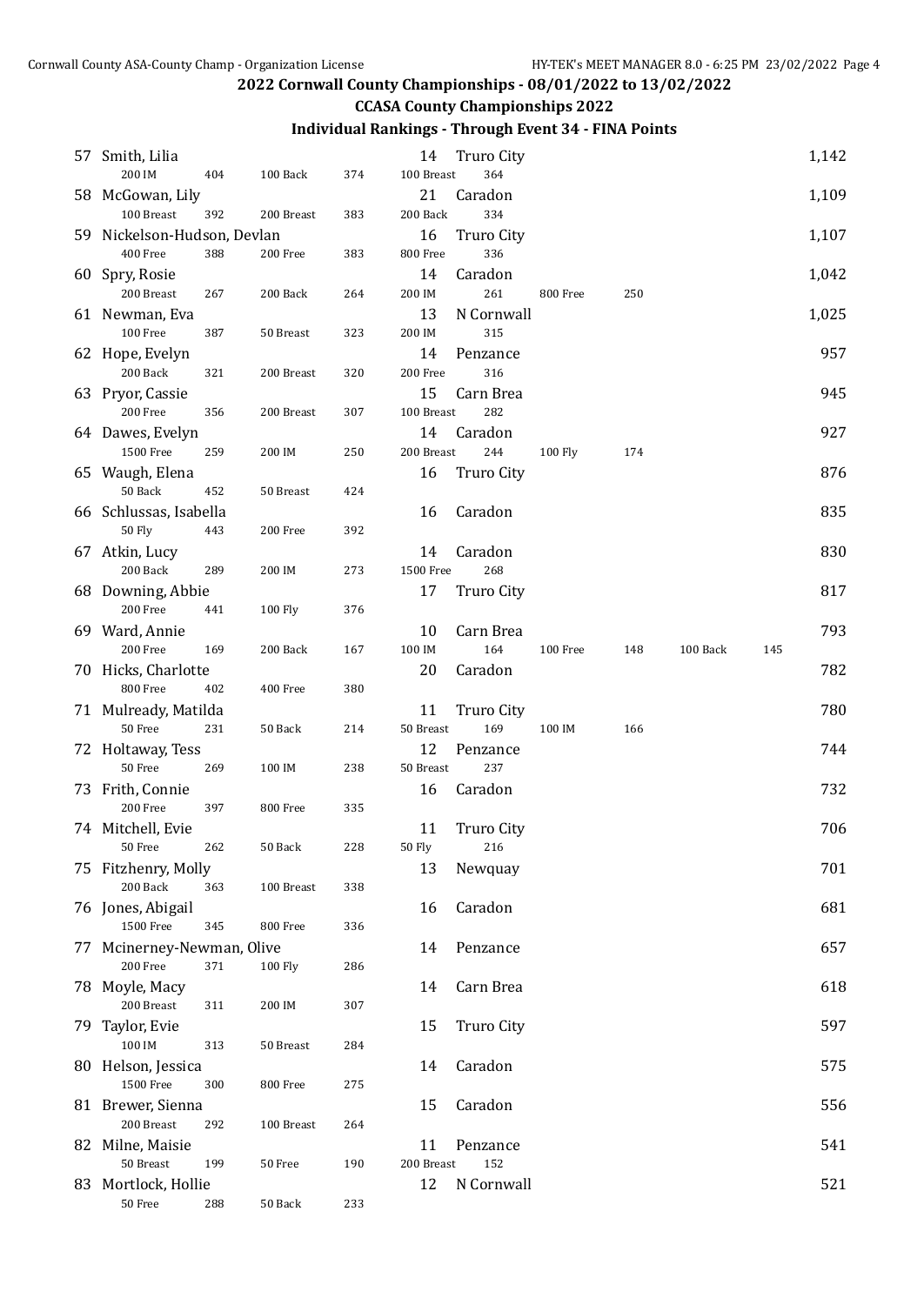## 2022 Cornwall County Championships - 08/01/2022 to 13/02/2022

### CCASA County Championships 2022

### Individual Rankings - Through Event 34 - FINA Points

57 Smith, Lilia — 14 — Truro City — 1,142
200 IM 404 | 100 Back 374 | 100 Breast 364

58 McGowan, Lily — 21 — Caradon — 1,109
100 Breast 392 | 200 Breast 383 | 200 Back 334

59 Nickelson-Hudson, Devlan — 16 — Truro City — 1,107
400 Free 388 | 200 Free 383 | 800 Free 336

60 Spry, Rosie — 14 — Caradon — 1,042
200 Breast 267 | 200 Back 264 | 200 IM 261 | 800 Free 250

61 Newman, Eva — 13 — N Cornwall — 1,025
100 Free 387 | 50 Breast 323 | 200 IM 315

62 Hope, Evelyn — 14 — Penzance — 957
200 Back 321 | 200 Breast 320 | 200 Free 316

63 Pryor, Cassie — 15 — Carn Brea — 945
200 Free 356 | 200 Breast 307 | 100 Breast 282

64 Dawes, Evelyn — 14 — Caradon — 927
1500 Free 259 | 200 IM 250 | 200 Breast 244 | 100 Fly 174

65 Waugh, Elena — 16 — Truro City — 876
50 Back 452 | 50 Breast 424

66 Schlussas, Isabella — 16 — Caradon — 835
50 Fly 443 | 200 Free 392

67 Atkin, Lucy — 14 — Caradon — 830
200 Back 289 | 200 IM 273 | 1500 Free 268

68 Downing, Abbie — 17 — Truro City — 817
200 Free 441 | 100 Fly 376

69 Ward, Annie — 10 — Carn Brea — 793
200 Free 169 | 200 Back 167 | 100 IM 164 | 100 Free 148 | 100 Back 145

70 Hicks, Charlotte — 20 — Caradon — 782
800 Free 402 | 400 Free 380

71 Mulready, Matilda — 11 — Truro City — 780
50 Free 231 | 50 Back 214 | 50 Breast 169 | 100 IM 166

72 Holtaway, Tess — 12 — Penzance — 744
50 Free 269 | 100 IM 238 | 50 Breast 237

73 Frith, Connie — 16 — Caradon — 732
200 Free 397 | 800 Free 335

74 Mitchell, Evie — 11 — Truro City — 706
50 Free 262 | 50 Back 228 | 50 Fly 216

75 Fitzhenry, Molly — 13 — Newquay — 701
200 Back 363 | 100 Breast 338

76 Jones, Abigail — 16 — Caradon — 681
1500 Free 345 | 800 Free 336

77 Mcinerney-Newman, Olive — 14 — Penzance — 657
200 Free 371 | 100 Fly 286

78 Moyle, Macy — 14 — Carn Brea — 618
200 Breast 311 | 200 IM 307

79 Taylor, Evie — 15 — Truro City — 597
100 IM 313 | 50 Breast 284

80 Helson, Jessica — 14 — Caradon — 575
1500 Free 300 | 800 Free 275

81 Brewer, Sienna — 15 — Caradon — 556
200 Breast 292 | 100 Breast 264

82 Milne, Maisie — 11 — Penzance — 541
50 Breast 199 | 50 Free 190 | 200 Breast 152

83 Mortlock, Hollie — 12 — N Cornwall — 521
50 Free 288 | 50 Back 233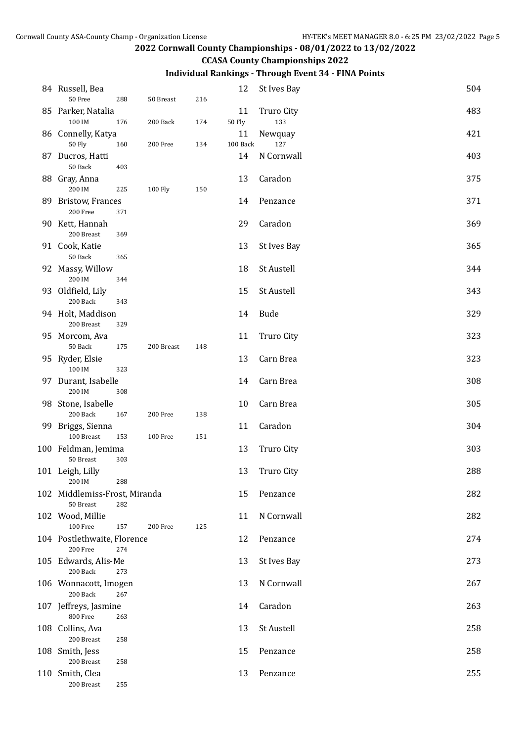## 2022 Cornwall County Championships - 08/01/2022 to 13/02/2022

### CCASA County Championships 2022

### Individual Rankings - Through Event 34 - FINA Points

| Rank | Name | Age | Club | Points |
|---|---|---|---|---|
| 84 | Russell, Bea<br>50 Free 288 · 50 Breast 216 | 12 | St Ives Bay | 504 |
| 85 | Parker, Natalia<br>100 IM 176 · 200 Back 174 · 50 Fly 133 | 11 | Truro City | 483 |
| 86 | Connelly, Katya<br>50 Fly 160 · 200 Free 134 · 100 Back 127 | 11 | Newquay | 421 |
| 87 | Ducros, Hatti<br>50 Back 403 | 14 | N Cornwall | 403 |
| 88 | Gray, Anna<br>200 IM 225 · 100 Fly 150 | 13 | Caradon | 375 |
| 89 | Bristow, Frances<br>200 Free 371 | 14 | Penzance | 371 |
| 90 | Kett, Hannah<br>200 Breast 369 | 29 | Caradon | 369 |
| 91 | Cook, Katie<br>50 Back 365 | 13 | St Ives Bay | 365 |
| 92 | Massy, Willow<br>200 IM 344 | 18 | St Austell | 344 |
| 93 | Oldfield, Lily<br>200 Back 343 | 15 | St Austell | 343 |
| 94 | Holt, Maddison<br>200 Breast 329 | 14 | Bude | 329 |
| 95 | Morcom, Ava<br>50 Back 175 · 200 Breast 148 | 11 | Truro City | 323 |
| 95 | Ryder, Elsie<br>100 IM 323 | 13 | Carn Brea | 323 |
| 97 | Durant, Isabelle<br>200 IM 308 | 14 | Carn Brea | 308 |
| 98 | Stone, Isabelle<br>200 Back 167 · 200 Free 138 | 10 | Carn Brea | 305 |
| 99 | Briggs, Sienna<br>100 Breast 153 · 100 Free 151 | 11 | Caradon | 304 |
| 100 | Feldman, Jemima<br>50 Breast 303 | 13 | Truro City | 303 |
| 101 | Leigh, Lilly<br>200 IM 288 | 13 | Truro City | 288 |
| 102 | Middlemiss-Frost, Miranda<br>50 Breast 282 | 15 | Penzance | 282 |
| 102 | Wood, Millie<br>100 Free 157 · 200 Free 125 | 11 | N Cornwall | 282 |
| 104 | Postlethwaite, Florence<br>200 Free 274 | 12 | Penzance | 274 |
| 105 | Edwards, Alis-Me<br>200 Back 273 | 13 | St Ives Bay | 273 |
| 106 | Wonnacott, Imogen<br>200 Back 267 | 13 | N Cornwall | 267 |
| 107 | Jeffreys, Jasmine<br>800 Free 263 | 14 | Caradon | 263 |
| 108 | Collins, Ava<br>200 Breast 258 | 13 | St Austell | 258 |
| 108 | Smith, Jess<br>200 Breast 258 | 15 | Penzance | 258 |
| 110 | Smith, Clea<br>200 Breast 255 | 13 | Penzance | 255 |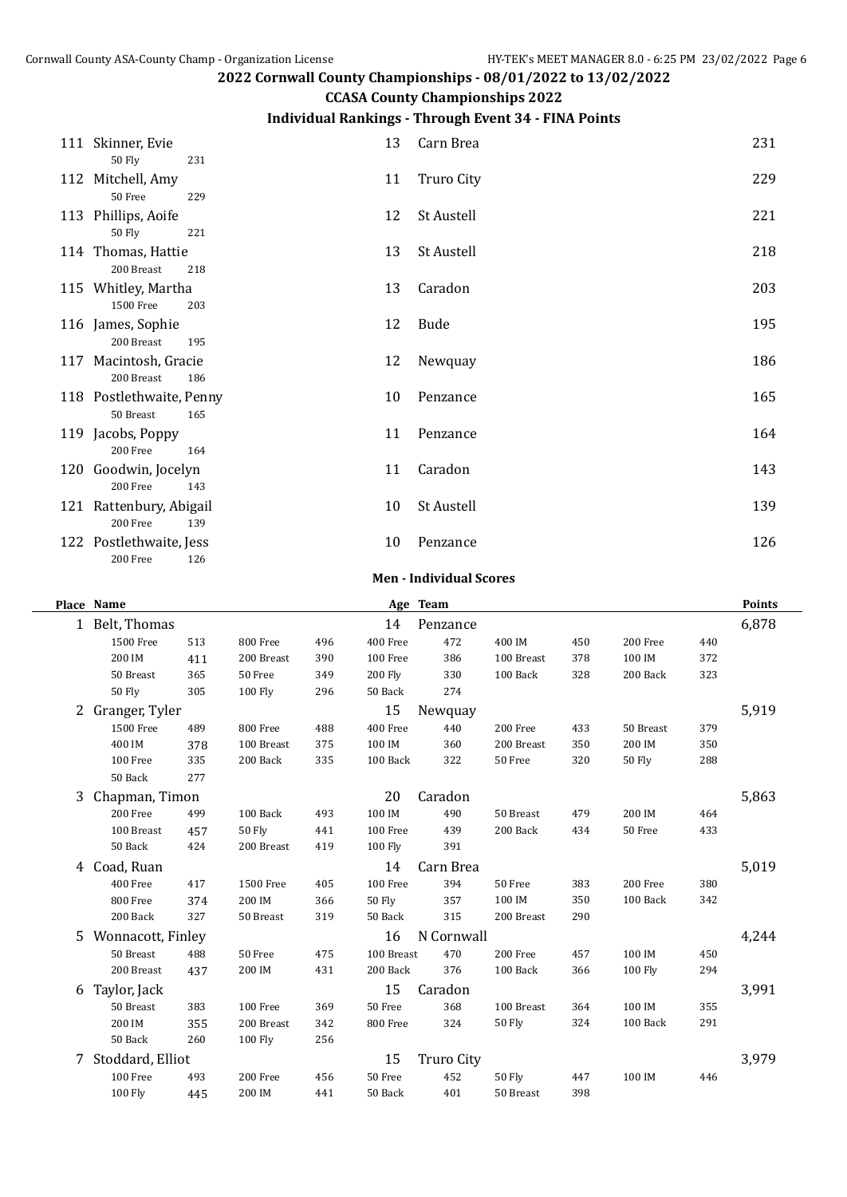## 2022 Cornwall County Championships - 08/01/2022 to 13/02/2022

### CCASA County Championships 2022

### Individual Rankings - Through Event 34 - FINA Points

| Place | Name | Age | Team | Points |
|---|---|---|---|---|
| 111 | Skinner, Evie<br>50 Fly 231 | 13 | Carn Brea | 231 |
| 112 | Mitchell, Amy<br>50 Free 229 | 11 | Truro City | 229 |
| 113 | Phillips, Aoife<br>50 Fly 221 | 12 | St Austell | 221 |
| 114 | Thomas, Hattie<br>200 Breast 218 | 13 | St Austell | 218 |
| 115 | Whitley, Martha<br>1500 Free 203 | 13 | Caradon | 203 |
| 116 | James, Sophie<br>200 Breast 195 | 12 | Bude | 195 |
| 117 | Macintosh, Gracie<br>200 Breast 186 | 12 | Newquay | 186 |
| 118 | Postlethwaite, Penny<br>50 Breast 165 | 10 | Penzance | 165 |
| 119 | Jacobs, Poppy<br>200 Free 164 | 11 | Penzance | 164 |
| 120 | Goodwin, Jocelyn<br>200 Free 143 | 11 | Caradon | 143 |
| 121 | Rattenbury, Abigail<br>200 Free 139 | 10 | St Austell | 139 |
| 122 | Postlethwaite, Jess<br>200 Free 126 | 10 | Penzance | 126 |

### Men - Individual Scores

| Place | Name | Age | Team | Points |
|---|---|---|---|---|
| 1 | Belt, Thomas<br>1500 Free 513, 800 Free 496, 400 Free 472, 400 IM 450, 200 Free 440<br>200 IM 411, 200 Breast 390, 100 Free 386, 100 Breast 378, 100 IM 372<br>50 Breast 365, 50 Free 349, 200 Fly 330, 100 Back 328, 200 Back 323<br>50 Fly 305, 100 Fly 296, 50 Back 274 | 14 | Penzance | 6,878 |
| 2 | Granger, Tyler<br>1500 Free 489, 800 Free 488, 400 Free 440, 200 Free 433, 50 Breast 379<br>400 IM 378, 100 Breast 375, 100 IM 360, 200 Breast 350, 200 IM 350<br>100 Free 335, 200 Back 335, 100 Back 322, 50 Free 320, 50 Fly 288<br>50 Back 277 | 15 | Newquay | 5,919 |
| 3 | Chapman, Timon<br>200 Free 499, 100 Back 493, 100 IM 490, 50 Breast 479, 200 IM 464<br>100 Breast 457, 50 Fly 441, 100 Free 439, 200 Back 434, 50 Free 433<br>50 Back 424, 200 Breast 419, 100 Fly 391 | 20 | Caradon | 5,863 |
| 4 | Coad, Ruan<br>400 Free 417, 1500 Free 405, 100 Free 394, 50 Free 383, 200 Free 380<br>800 Free 374, 200 IM 366, 50 Fly 357, 100 IM 350, 100 Back 342<br>200 Back 327, 50 Breast 319, 50 Back 315, 200 Breast 290 | 14 | Carn Brea | 5,019 |
| 5 | Wonnacott, Finley<br>50 Breast 488, 50 Free 475, 100 Breast 470, 200 Free 457, 100 IM 450<br>200 Breast 437, 200 IM 431, 200 Back 376, 100 Back 366, 100 Fly 294 | 16 | N Cornwall | 4,244 |
| 6 | Taylor, Jack<br>50 Breast 383, 100 Free 369, 50 Free 368, 100 Breast 364, 100 IM 355<br>200 IM 355, 200 Breast 342, 800 Free 324, 50 Fly 324, 100 Back 291<br>50 Back 260, 100 Fly 256 | 15 | Caradon | 3,991 |
| 7 | Stoddard, Elliot<br>100 Free 493, 200 Free 456, 50 Free 452, 50 Fly 447, 100 IM 446<br>100 Fly 445, 200 IM 441, 50 Back 401, 50 Breast 398 | 15 | Truro City | 3,979 |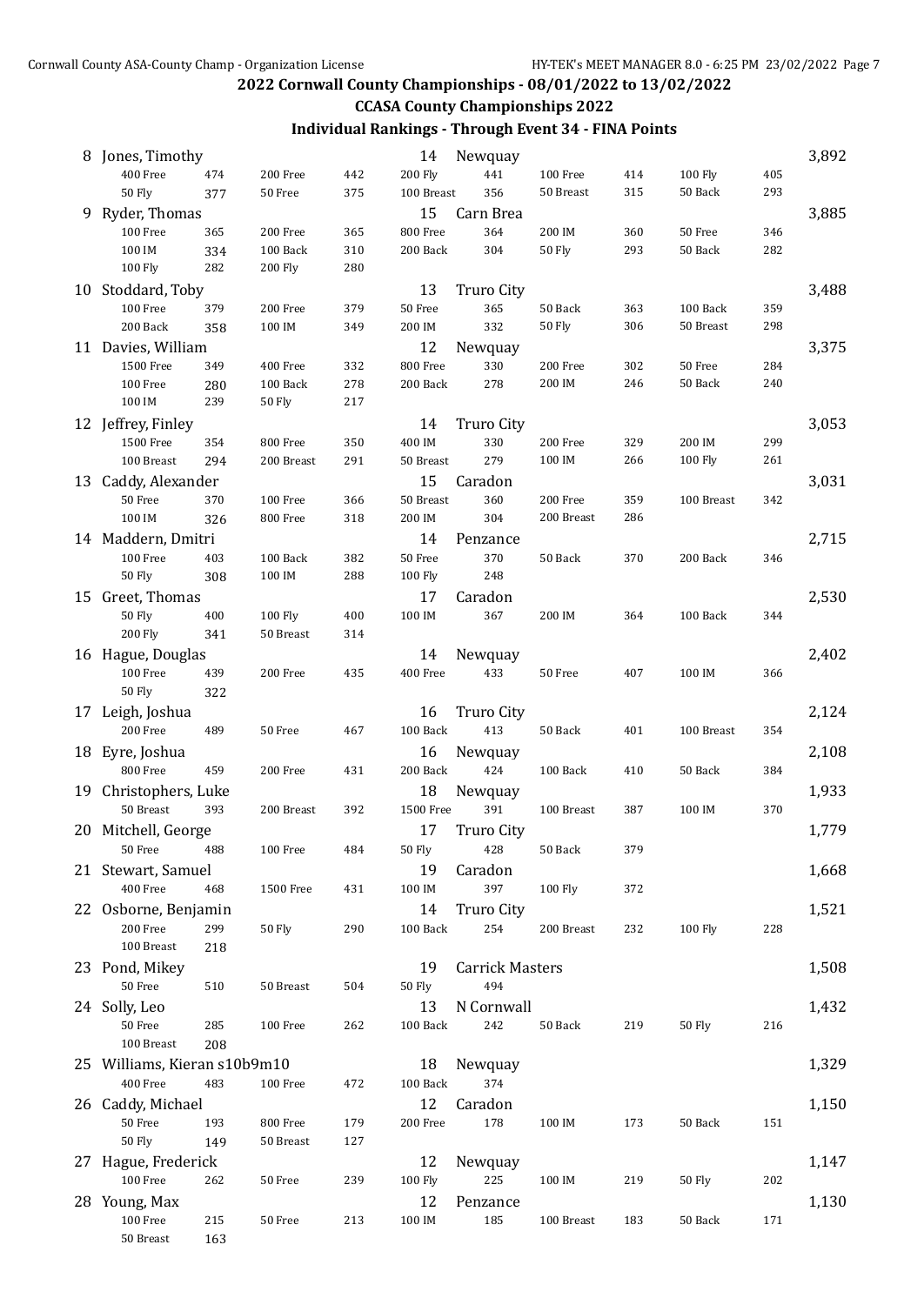## 2022 Cornwall County Championships - 08/01/2022 to 13/02/2022

### CCASA County Championships 2022

### Individual Rankings - Through Event 34 - FINA Points

| | | | | | | | | | | | | |
|---|---|---|---|---|---|---|---|---|---|---|---|---|
| 8 | Jones, Timothy | | | | 14 | Newquay | | | | | | 3,892 |
| | 400 Free | 474 | 200 Free | 442 | 200 Fly | 441 | 100 Free | 414 | 100 Fly | 405 | | |
| | 50 Fly | 377 | 50 Free | 375 | 100 Breast | 356 | 50 Breast | 315 | 50 Back | 293 | | |
| 9 | Ryder, Thomas | | | | 15 | Carn Brea | | | | | | 3,885 |
| | 100 Free | 365 | 200 Free | 365 | 800 Free | 364 | 200 IM | 360 | 50 Free | 346 | | |
| | 100 IM | 334 | 100 Back | 310 | 200 Back | 304 | 50 Fly | 293 | 50 Back | 282 | | |
| | 100 Fly | 282 | 200 Fly | 280 | | | | | | | | |
| 10 | Stoddard, Toby | | | | 13 | Truro City | | | | | | 3,488 |
| | 100 Free | 379 | 200 Free | 379 | 50 Free | 365 | 50 Back | 363 | 100 Back | 359 | | |
| | 200 Back | 358 | 100 IM | 349 | 200 IM | 332 | 50 Fly | 306 | 50 Breast | 298 | | |
| 11 | Davies, William | | | | 12 | Newquay | | | | | | 3,375 |
| | 1500 Free | 349 | 400 Free | 332 | 800 Free | 330 | 200 Free | 302 | 50 Free | 284 | | |
| | 100 Free | 280 | 100 Back | 278 | 200 Back | 278 | 200 IM | 246 | 50 Back | 240 | | |
| | 100 IM | 239 | 50 Fly | 217 | | | | | | | | |
| 12 | Jeffrey, Finley | | | | 14 | Truro City | | | | | | 3,053 |
| | 1500 Free | 354 | 800 Free | 350 | 400 IM | 330 | 200 Free | 329 | 200 IM | 299 | | |
| | 100 Breast | 294 | 200 Breast | 291 | 50 Breast | 279 | 100 IM | 266 | 100 Fly | 261 | | |
| 13 | Caddy, Alexander | | | | 15 | Caradon | | | | | | 3,031 |
| | 50 Free | 370 | 100 Free | 366 | 50 Breast | 360 | 200 Free | 359 | 100 Breast | 342 | | |
| | 100 IM | 326 | 800 Free | 318 | 200 IM | 304 | 200 Breast | 286 | | | | |
| 14 | Maddern, Dmitri | | | | 14 | Penzance | | | | | | 2,715 |
| | 100 Free | 403 | 100 Back | 382 | 50 Free | 370 | 50 Back | 370 | 200 Back | 346 | | |
| | 50 Fly | 308 | 100 IM | 288 | 100 Fly | 248 | | | | | | |
| 15 | Greet, Thomas | | | | 17 | Caradon | | | | | | 2,530 |
| | 50 Fly | 400 | 100 Fly | 400 | 100 IM | 367 | 200 IM | 364 | 100 Back | 344 | | |
| | 200 Fly | 341 | 50 Breast | 314 | | | | | | | | |
| 16 | Hague, Douglas | | | | 14 | Newquay | | | | | | 2,402 |
| | 100 Free | 439 | 200 Free | 435 | 400 Free | 433 | 50 Free | 407 | 100 IM | 366 | | |
| | 50 Fly | 322 | | | | | | | | | | |
| 17 | Leigh, Joshua | | | | 16 | Truro City | | | | | | 2,124 |
| | 200 Free | 489 | 50 Free | 467 | 100 Back | 413 | 50 Back | 401 | 100 Breast | 354 | | |
| 18 | Eyre, Joshua | | | | 16 | Newquay | | | | | | 2,108 |
| | 800 Free | 459 | 200 Free | 431 | 200 Back | 424 | 100 Back | 410 | 50 Back | 384 | | |
| 19 | Christophers, Luke | | | | 18 | Newquay | | | | | | 1,933 |
| | 50 Breast | 393 | 200 Breast | 392 | 1500 Free | 391 | 100 Breast | 387 | 100 IM | 370 | | |
| 20 | Mitchell, George | | | | 17 | Truro City | | | | | | 1,779 |
| | 50 Free | 488 | 100 Free | 484 | 50 Fly | 428 | 50 Back | 379 | | | | |
| 21 | Stewart, Samuel | | | | 19 | Caradon | | | | | | 1,668 |
| | 400 Free | 468 | 1500 Free | 431 | 100 IM | 397 | 100 Fly | 372 | | | | |
| 22 | Osborne, Benjamin | | | | 14 | Truro City | | | | | | 1,521 |
| | 200 Free | 299 | 50 Fly | 290 | 100 Back | 254 | 200 Breast | 232 | 100 Fly | 228 | | |
| | 100 Breast | 218 | | | | | | | | | | |
| 23 | Pond, Mikey | | | | 19 | Carrick Masters | | | | | | 1,508 |
| | 50 Free | 510 | 50 Breast | 504 | 50 Fly | 494 | | | | | | |
| 24 | Solly, Leo | | | | 13 | N Cornwall | | | | | | 1,432 |
| | 50 Free | 285 | 100 Free | 262 | 100 Back | 242 | 50 Back | 219 | 50 Fly | 216 | | |
| | 100 Breast | 208 | | | | | | | | | | |
| 25 | Williams, Kieran s10b9m10 | | | | 18 | Newquay | | | | | | 1,329 |
| | 400 Free | 483 | 100 Free | 472 | 100 Back | 374 | | | | | | |
| 26 | Caddy, Michael | | | | 12 | Caradon | | | | | | 1,150 |
| | 50 Free | 193 | 800 Free | 179 | 200 Free | 178 | 100 IM | 173 | 50 Back | 151 | | |
| | 50 Fly | 149 | 50 Breast | 127 | | | | | | | | |
| 27 | Hague, Frederick | | | | 12 | Newquay | | | | | | 1,147 |
| | 100 Free | 262 | 50 Free | 239 | 100 Fly | 225 | 100 IM | 219 | 50 Fly | 202 | | |
| 28 | Young, Max | | | | 12 | Penzance | | | | | | 1,130 |
| | 100 Free | 215 | 50 Free | 213 | 100 IM | 185 | 100 Breast | 183 | 50 Back | 171 | | |
| | 50 Breast | 163 | | | | | | | | | | |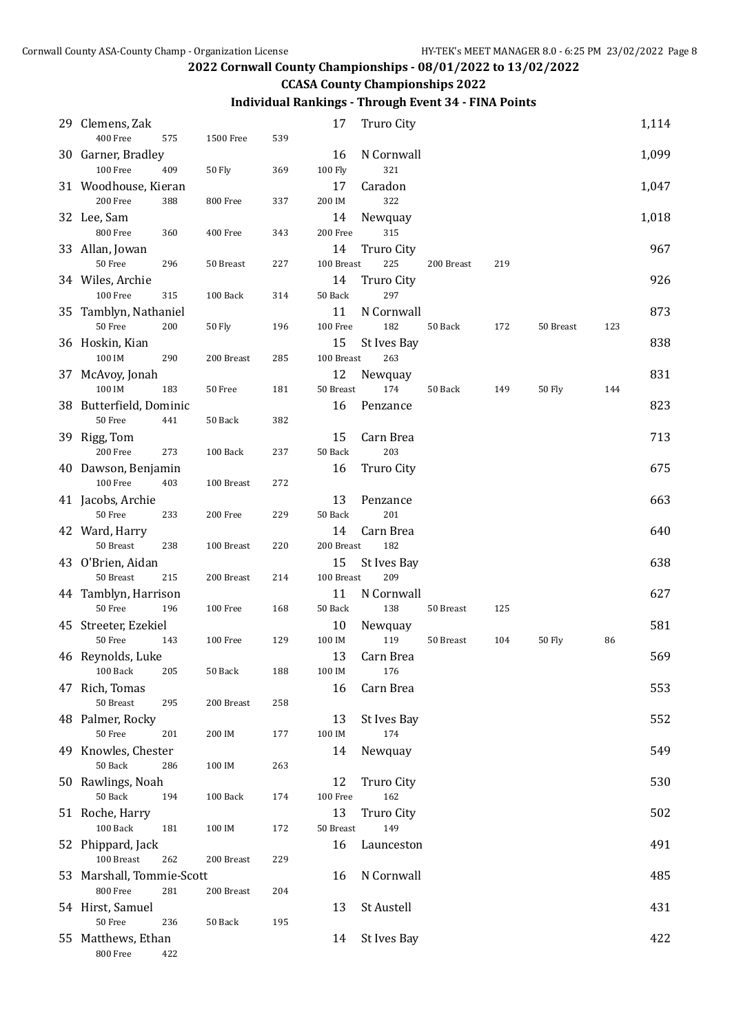## 2022 Cornwall County Championships - 08/01/2022 to 13/02/2022

### CCASA County Championships 2022

### Individual Rankings - Through Event 34 - FINA Points

| Rank | Name | | | | Age | Club | | | | | Total |
|---|---|---|---|---|---|---|---|---|---|---|---|
| 29 | Clemens, Zak | | | | 17 | Truro City | | | | | 1,114 |
| | 400 Free 575 | 1500 Free 539 | | | | | | | | | |
| 30 | Garner, Bradley | | | | 16 | N Cornwall | | | | | 1,099 |
| | 100 Free 409 | 50 Fly 369 | 100 Fly 321 | | | | | | | | |
| 31 | Woodhouse, Kieran | | | | 17 | Caradon | | | | | 1,047 |
| | 200 Free 388 | 800 Free 337 | 200 IM 322 | | | | | | | | |
| 32 | Lee, Sam | | | | 14 | Newquay | | | | | 1,018 |
| | 800 Free 360 | 400 Free 343 | 200 Free 315 | | | | | | | | |
| 33 | Allan, Jowan | | | | 14 | Truro City | | | | | 967 |
| | 50 Free 296 | 50 Breast 227 | 100 Breast 225 | 200 Breast 219 | | | | | | | |
| 34 | Wiles, Archie | | | | 14 | Truro City | | | | | 926 |
| | 100 Free 315 | 100 Back 314 | 50 Back 297 | | | | | | | | |
| 35 | Tamblyn, Nathaniel | | | | 11 | N Cornwall | | | | | 873 |
| | 50 Free 200 | 50 Fly 196 | 100 Free 182 | 50 Back 172 | 50 Breast 123 | | | | | | |
| 36 | Hoskin, Kian | | | | 15 | St Ives Bay | | | | | 838 |
| | 100 IM 290 | 200 Breast 285 | 100 Breast 263 | | | | | | | | |
| 37 | McAvoy, Jonah | | | | 12 | Newquay | | | | | 831 |
| | 100 IM 183 | 50 Free 181 | 50 Breast 174 | 50 Back 149 | 50 Fly 144 | | | | | | |
| 38 | Butterfield, Dominic | | | | 16 | Penzance | | | | | 823 |
| | 50 Free 441 | 50 Back 382 | | | | | | | | | |
| 39 | Rigg, Tom | | | | 15 | Carn Brea | | | | | 713 |
| | 200 Free 273 | 100 Back 237 | 50 Back 203 | | | | | | | | |
| 40 | Dawson, Benjamin | | | | 16 | Truro City | | | | | 675 |
| | 100 Free 403 | 100 Breast 272 | | | | | | | | | |
| 41 | Jacobs, Archie | | | | 13 | Penzance | | | | | 663 |
| | 50 Free 233 | 200 Free 229 | 50 Back 201 | | | | | | | | |
| 42 | Ward, Harry | | | | 14 | Carn Brea | | | | | 640 |
| | 50 Breast 238 | 100 Breast 220 | 200 Breast 182 | | | | | | | | |
| 43 | O'Brien, Aidan | | | | 15 | St Ives Bay | | | | | 638 |
| | 50 Breast 215 | 200 Breast 214 | 100 Breast 209 | | | | | | | | |
| 44 | Tamblyn, Harrison | | | | 11 | N Cornwall | | | | | 627 |
| | 50 Free 196 | 100 Free 168 | 50 Back 138 | 50 Breast 125 | | | | | | | |
| 45 | Streeter, Ezekiel | | | | 10 | Newquay | | | | | 581 |
| | 50 Free 143 | 100 Free 129 | 100 IM 119 | 50 Breast 104 | 50 Fly 86 | | | | | | |
| 46 | Reynolds, Luke | | | | 13 | Carn Brea | | | | | 569 |
| | 100 Back 205 | 50 Back 188 | 100 IM 176 | | | | | | | | |
| 47 | Rich, Tomas | | | | 16 | Carn Brea | | | | | 553 |
| | 50 Breast 295 | 200 Breast 258 | | | | | | | | | |
| 48 | Palmer, Rocky | | | | 13 | St Ives Bay | | | | | 552 |
| | 50 Free 201 | 200 IM 177 | 100 IM 174 | | | | | | | | |
| 49 | Knowles, Chester | | | | 14 | Newquay | | | | | 549 |
| | 50 Back 286 | 100 IM 263 | | | | | | | | | |
| 50 | Rawlings, Noah | | | | 12 | Truro City | | | | | 530 |
| | 50 Back 194 | 100 Back 174 | 100 Free 162 | | | | | | | | |
| 51 | Roche, Harry | | | | 13 | Truro City | | | | | 502 |
| | 100 Back 181 | 100 IM 172 | 50 Breast 149 | | | | | | | | |
| 52 | Phippard, Jack | | | | 16 | Launceston | | | | | 491 |
| | 100 Breast 262 | 200 Breast 229 | | | | | | | | | |
| 53 | Marshall, Tommie-Scott | | | | 16 | N Cornwall | | | | | 485 |
| | 800 Free 281 | 200 Breast 204 | | | | | | | | | |
| 54 | Hirst, Samuel | | | | 13 | St Austell | | | | | 431 |
| | 50 Free 236 | 50 Back 195 | | | | | | | | | |
| 55 | Matthews, Ethan | | | | 14 | St Ives Bay | | | | | 422 |
| | 800 Free 422 | | | | | | | | | | |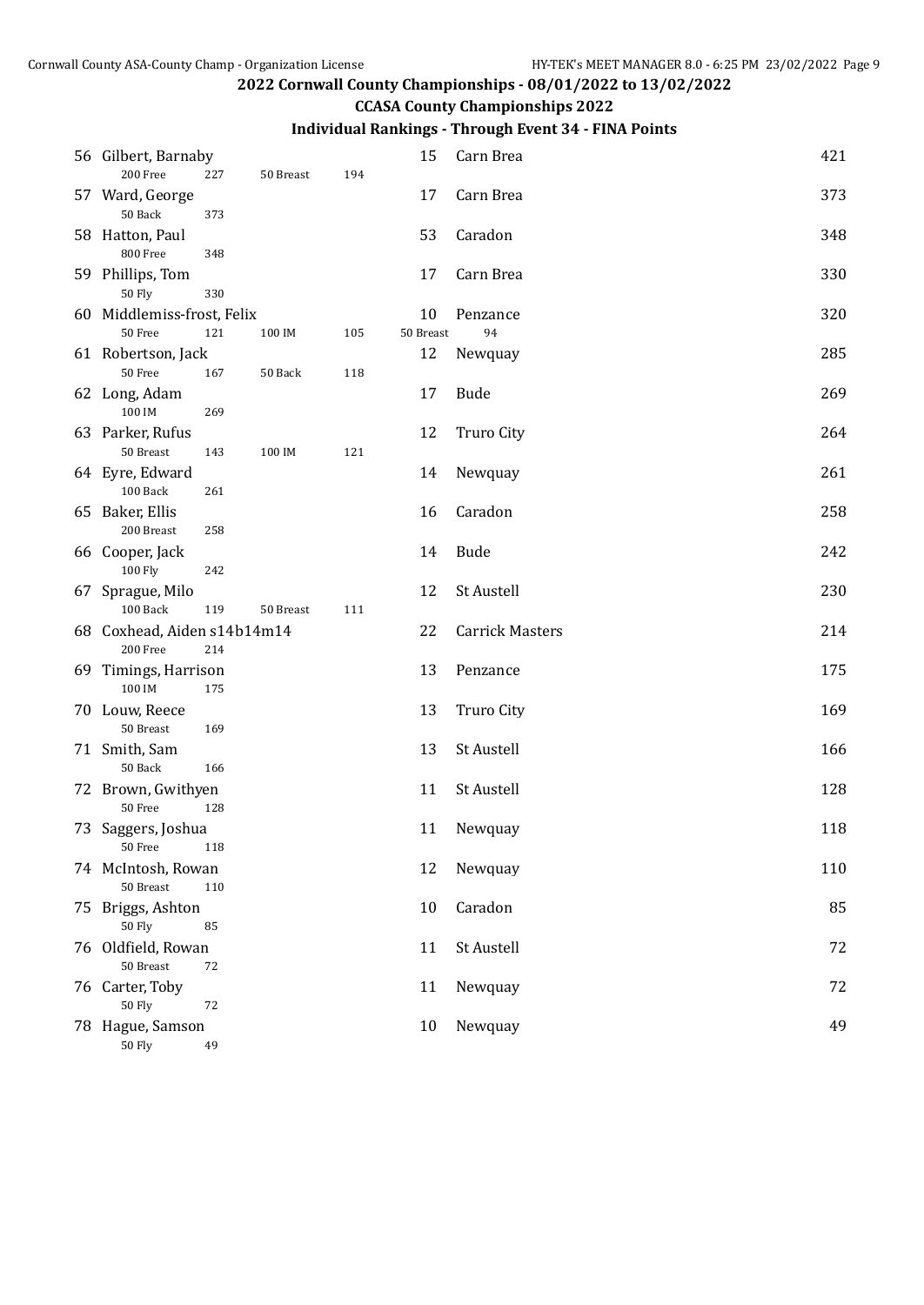## 2022 Cornwall County Championships - 08/01/2022 to 13/02/2022

### CCASA County Championships 2022

### Individual Rankings - Through Event 34 - FINA Points

| Rank | Name / Events | Age | Club | Points |
|---|---|---|---|---|
| 56 | Gilbert, Barnaby<br>200 Free 227 50 Breast 194 | 15 | Carn Brea | 421 |
| 57 | Ward, George<br>50 Back 373 | 17 | Carn Brea | 373 |
| 58 | Hatton, Paul<br>800 Free 348 | 53 | Caradon | 348 |
| 59 | Phillips, Tom<br>50 Fly 330 | 17 | Carn Brea | 330 |
| 60 | Middlemiss-frost, Felix<br>50 Free 121 100 IM 105 50 Breast 94 | 10 | Penzance | 320 |
| 61 | Robertson, Jack<br>50 Free 167 50 Back 118 | 12 | Newquay | 285 |
| 62 | Long, Adam<br>100 IM 269 | 17 | Bude | 269 |
| 63 | Parker, Rufus<br>50 Breast 143 100 IM 121 | 12 | Truro City | 264 |
| 64 | Eyre, Edward<br>100 Back 261 | 14 | Newquay | 261 |
| 65 | Baker, Ellis<br>200 Breast 258 | 16 | Caradon | 258 |
| 66 | Cooper, Jack<br>100 Fly 242 | 14 | Bude | 242 |
| 67 | Sprague, Milo<br>100 Back 119 50 Breast 111 | 12 | St Austell | 230 |
| 68 | Coxhead, Aiden s14b14m14<br>200 Free 214 | 22 | Carrick Masters | 214 |
| 69 | Timings, Harrison<br>100 IM 175 | 13 | Penzance | 175 |
| 70 | Louw, Reece<br>50 Breast 169 | 13 | Truro City | 169 |
| 71 | Smith, Sam<br>50 Back 166 | 13 | St Austell | 166 |
| 72 | Brown, Gwithyen<br>50 Free 128 | 11 | St Austell | 128 |
| 73 | Saggers, Joshua<br>50 Free 118 | 11 | Newquay | 118 |
| 74 | McIntosh, Rowan<br>50 Breast 110 | 12 | Newquay | 110 |
| 75 | Briggs, Ashton<br>50 Fly 85 | 10 | Caradon | 85 |
| 76 | Oldfield, Rowan<br>50 Breast 72 | 11 | St Austell | 72 |
| 76 | Carter, Toby<br>50 Fly 72 | 11 | Newquay | 72 |
| 78 | Hague, Samson<br>50 Fly 49 | 10 | Newquay | 49 |